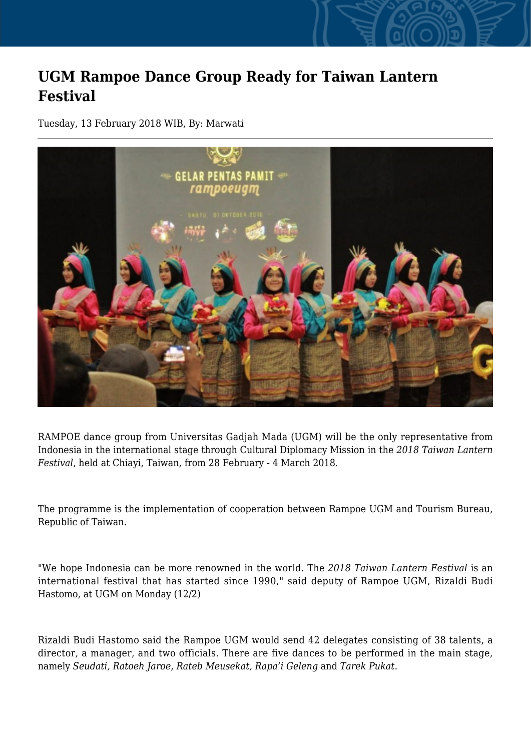# UGM Rampoe Dance Group Ready for Taiwan Lantern Festival

Tuesday, 13 February 2018 WIB, By: Marwati

RAMPOE dance group from Universitas Gadjah Mada (UGM) will be the only representative from Indonesia in the international stage through Cultural Diplomacy Mission in the *2018 Taiwan Lantern Festival*, held at Chiayi, Taiwan, from 28 February - 4 March 2018.

The programme is the implementation of cooperation between Rampoe UGM and Tourism Bureau, Republic of Taiwan.

"We hope Indonesia can be more renowned in the world. The *2018 Taiwan Lantern Festival* is an international festival that has started since 1990," said deputy of Rampoe UGM, Rizaldi Budi Hastomo, at UGM on Monday (12/2)

Rizaldi Budi Hastomo said the Rampoe UGM would send 42 delegates consisting of 38 talents, a director, a manager, and two officials. There are five dances to be performed in the main stage, namely *Seudati, Ratoeh Jaroe, Rateb Meusekat, Rapa'i Geleng* and *Tarek Pukat.*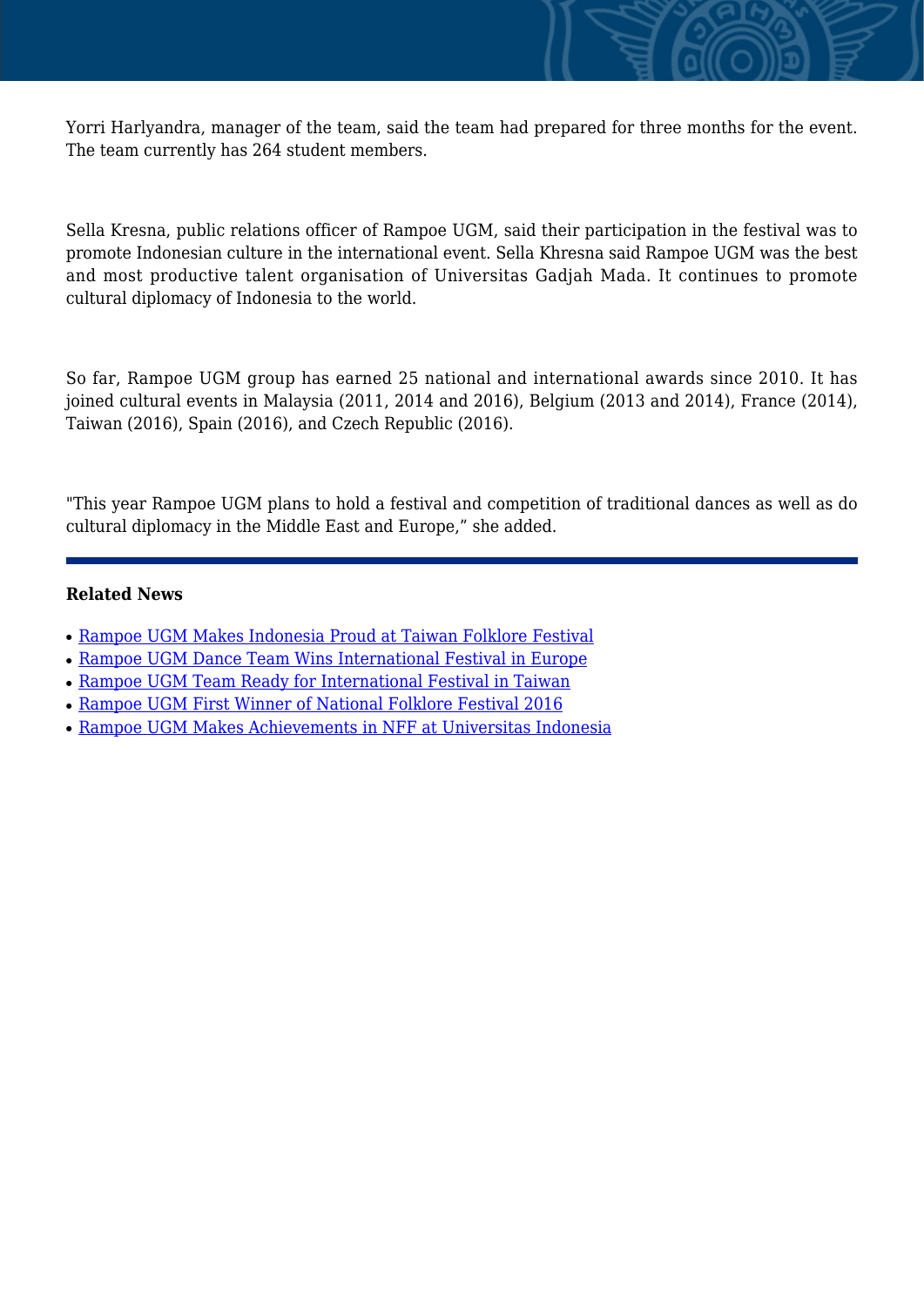Yorri Harlyandra, manager of the team, said the team had prepared for three months for the event. The team currently has 264 student members.

Sella Kresna, public relations officer of Rampoe UGM, said their participation in the festival was to promote Indonesian culture in the international event. Sella Khresna said Rampoe UGM was the best and most productive talent organisation of Universitas Gadjah Mada. It continues to promote cultural diplomacy of Indonesia to the world.

So far, Rampoe UGM group has earned 25 national and international awards since 2010. It has joined cultural events in Malaysia (2011, 2014 and 2016), Belgium (2013 and 2014), France (2014), Taiwan (2016), Spain (2016), and Czech Republic (2016).

"This year Rampoe UGM plans to hold a festival and competition of traditional dances as well as do cultural diplomacy in the Middle East and Europe," she added.

---

**Related News**

- Rampoe UGM Makes Indonesia Proud at Taiwan Folklore Festival
- Rampoe UGM Dance Team Wins International Festival in Europe
- Rampoe UGM Team Ready for International Festival in Taiwan
- Rampoe UGM First Winner of National Folklore Festival 2016
- Rampoe UGM Makes Achievements in NFF at Universitas Indonesia